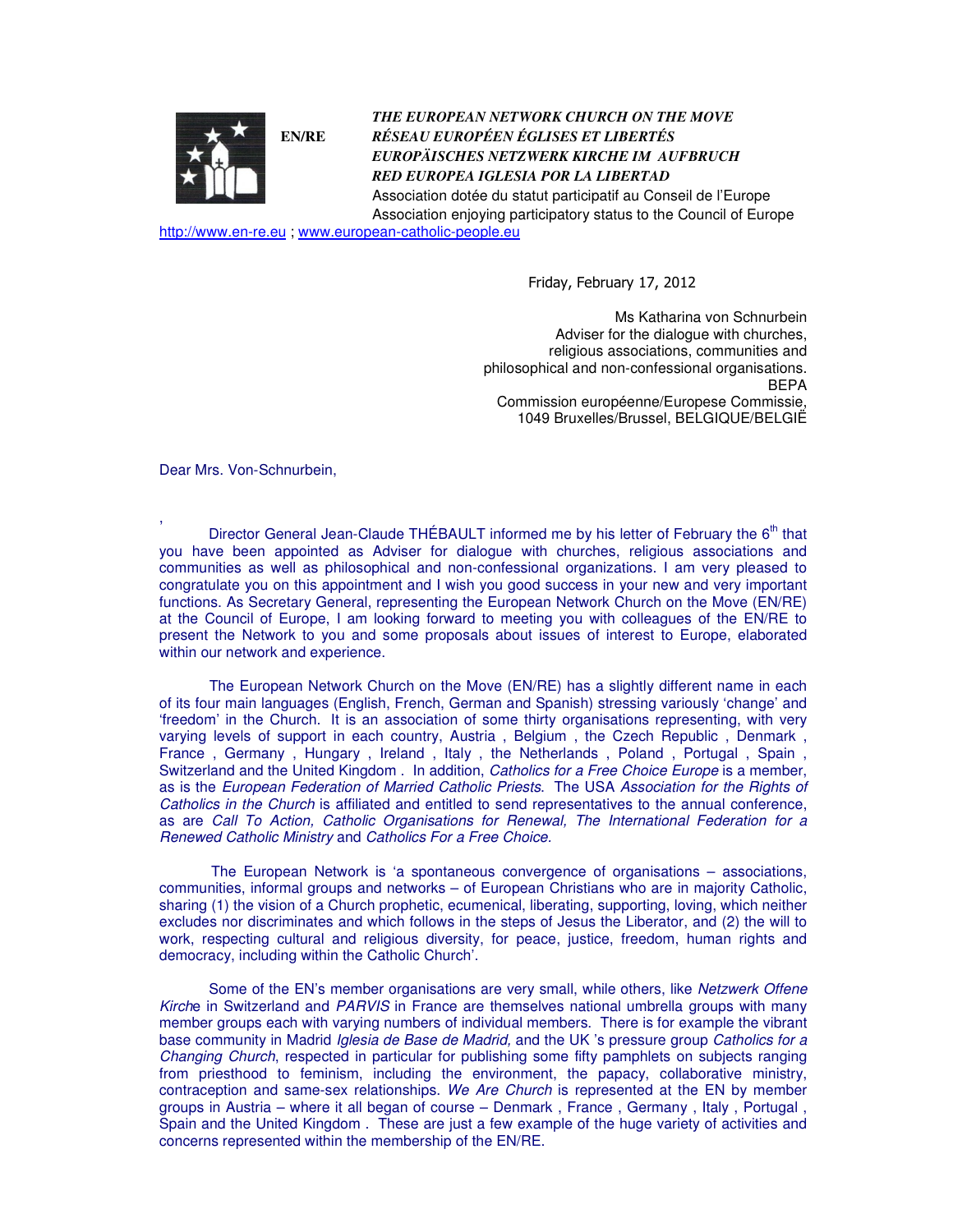**EN/RE**

***THE EUROPEAN NETWORK CHURCH ON THE MOVE***
***RÉSEAU EUROPÉEN ÉGLISES ET LIBERTÉS***
***EUROPÄISCHES NETZWERK KIRCHE IM AUFBRUCH***
***RED EUROPEA IGLESIA POR LA LIBERTAD***
Association dotée du statut participatif au Conseil de l'Europe
Association enjoying participatory status to the Council of Europe

http://www.en-re.eu ; www.european-catholic-people.eu

Friday, February 17, 2012

Ms Katharina von Schnurbein
Adviser for the dialogue with churches,
religious associations, communities and
philosophical and non-confessional organisations.
BEPA
Commission européenne/Europese Commissie,
1049 Bruxelles/Brussel, BELGIQUE/BELGIË

Dear Mrs. Von-Schnurbein,

Director General Jean-Claude THÉBAULT informed me by his letter of February the 6th that you have been appointed as Adviser for dialogue with churches, religious associations and communities as well as philosophical and non-confessional organizations. I am very pleased to congratulate you on this appointment and I wish you good success in your new and very important functions. As Secretary General, representing the European Network Church on the Move (EN/RE) at the Council of Europe, I am looking forward to meeting you with colleagues of the EN/RE to present the Network to you and some proposals about issues of interest to Europe, elaborated within our network and experience.

The European Network Church on the Move (EN/RE) has a slightly different name in each of its four main languages (English, French, German and Spanish) stressing variously 'change' and 'freedom' in the Church. It is an association of some thirty organisations representing, with very varying levels of support in each country, Austria , Belgium , the Czech Republic , Denmark , France , Germany , Hungary , Ireland , Italy , the Netherlands , Poland , Portugal , Spain , Switzerland and the United Kingdom . In addition, *Catholics for a Free Choice Europe* is a member, as is the *European Federation of Married Catholic Priests*. The USA *Association for the Rights of Catholics in the Church* is affiliated and entitled to send representatives to the annual conference, as are *Call To Action, Catholic Organisations for Renewal, The International Federation for a Renewed Catholic Ministry* and *Catholics For a Free Choice.*

The European Network is 'a spontaneous convergence of organisations – associations, communities, informal groups and networks – of European Christians who are in majority Catholic, sharing (1) the vision of a Church prophetic, ecumenical, liberating, supporting, loving, which neither excludes nor discriminates and which follows in the steps of Jesus the Liberator, and (2) the will to work, respecting cultural and religious diversity, for peace, justice, freedom, human rights and democracy, including within the Catholic Church'.

Some of the EN's member organisations are very small, while others, like *Netzwerk Offene Kirch*e in Switzerland and *PARVIS* in France are themselves national umbrella groups with many member groups each with varying numbers of individual members. There is for example the vibrant base community in Madrid *Iglesia de Base de Madrid,* and the UK 's pressure group *Catholics for a Changing Church*, respected in particular for publishing some fifty pamphlets on subjects ranging from priesthood to feminism, including the environment, the papacy, collaborative ministry, contraception and same-sex relationships. *We Are Church* is represented at the EN by member groups in Austria – where it all began of course – Denmark , France , Germany , Italy , Portugal , Spain and the United Kingdom . These are just a few example of the huge variety of activities and concerns represented within the membership of the EN/RE.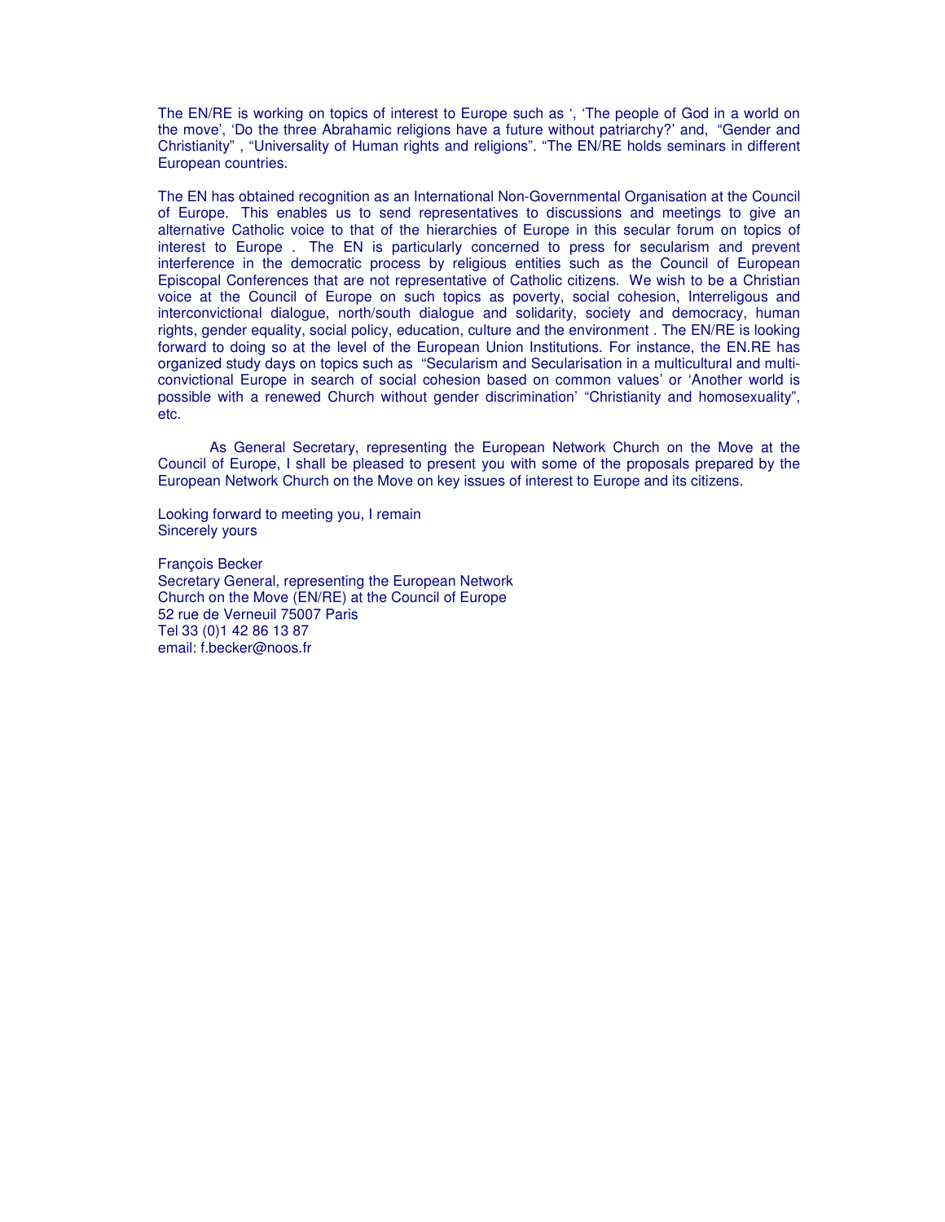The EN/RE is working on topics of interest to Europe such as ', 'The people of God in a world on the move', 'Do the three Abrahamic religions have a future without patriarchy?' and, "Gender and Christianity" , "Universality of Human rights and religions". "The EN/RE holds seminars in different European countries.

The EN has obtained recognition as an International Non-Governmental Organisation at the Council of Europe. This enables us to send representatives to discussions and meetings to give an alternative Catholic voice to that of the hierarchies of Europe in this secular forum on topics of interest to Europe . The EN is particularly concerned to press for secularism and prevent interference in the democratic process by religious entities such as the Council of European Episcopal Conferences that are not representative of Catholic citizens. We wish to be a Christian voice at the Council of Europe on such topics as poverty, social cohesion, Interreligous and interconvictional dialogue, north/south dialogue and solidarity, society and democracy, human rights, gender equality, social policy, education, culture and the environment . The EN/RE is looking forward to doing so at the level of the European Union Institutions. For instance, the EN.RE has organized study days on topics such as "Secularism and Secularisation in a multicultural and multi-convictional Europe in search of social cohesion based on common values' or 'Another world is possible with a renewed Church without gender discrimination' "Christianity and homosexuality", etc.

As General Secretary, representing the European Network Church on the Move at the Council of Europe, I shall be pleased to present you with some of the proposals prepared by the European Network Church on the Move on key issues of interest to Europe and its citizens.

Looking forward to meeting you, I remain
Sincerely yours

François Becker
Secretary General, representing the European Network
Church on the Move (EN/RE) at the Council of Europe
52 rue de Verneuil 75007 Paris
Tel 33 (0)1 42 86 13 87
email: f.becker@noos.fr